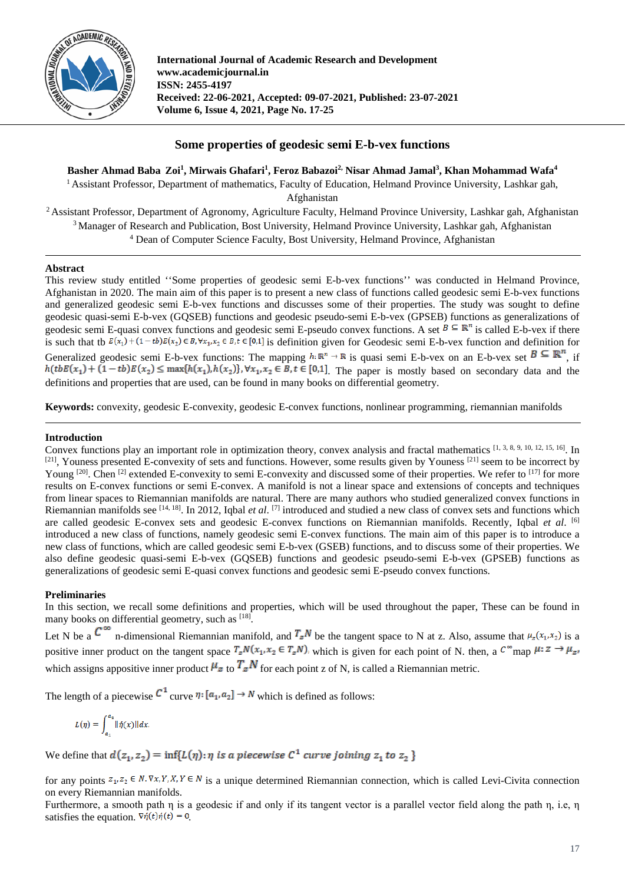International Journal of Academic Research and Development
www.academicjournal.in
ISSN: 2455-4197
Received: 22-06-2021, Accepted: 09-07-2021, Published: 23-07-2021
Volume 6, Issue 4, 2021, Page No. 17-25

# Some properties of geodesic semi E-b-vex functions

**Basher Ahmad Baba Zoi[1], Mirwais Ghafari[1], Feroz Babazoi[2], Nisar Ahmad Jamal[3], Khan Mohammad Wafa[4]**

[1] Assistant Professor, Department of mathematics, Faculty of Education, Helmand Province University, Lashkar gah, Afghanistan

[2] Assistant Professor, Department of Agronomy, Agriculture Faculty, Helmand Province University, Lashkar gah, Afghanistan

[3] Manager of Research and Publication, Bost University, Helmand Province University, Lashkar gah, Afghanistan

[4] Dean of Computer Science Faculty, Bost University, Helmand Province, Afghanistan

---

**Abstract**

This review study entitled ''Some properties of geodesic semi E-b-vex functions'' was conducted in Helmand Province, Afghanistan in 2020. The main aim of this paper is to present a new class of functions called geodesic semi E-b-vex functions and generalized geodesic semi E-b-vex functions and discusses some of their properties. The study was sought to define geodesic quasi-semi E-b-vex (GQSEB) functions and geodesic pseudo-semi E-b-vex (GPSEB) functions as generalizations of geodesic semi E-quasi convex functions and geodesic semi E-pseudo convex functions. A set $B \subseteq \mathbb{R}^n$ is called E-b-vex if there is such that tb $E(x_1) + (1-tb)E(x_2) \in B, \forall x_1, x_2 \in B, t \in [0,1]$ is definition given for Geodesic semi E-b-vex function and definition for Generalized geodesic semi E-b-vex functions: The mapping $h: \mathbb{R}^n \to \mathbb{R}$ is quasi semi E-b-vex on an E-b-vex set $B \subseteq \mathbb{R}^n$, if $h(tbE(x_1) + (1-tb)E(x_2) \le \max\{h(x_1), h(x_2)\}, \forall x_1, x_2 \in B, t \in [0,1]$. The paper is mostly based on secondary data and the definitions and properties that are used, can be found in many books on differential geometry.

**Keywords:** convexity, geodesic E-convexity, geodesic E-convex functions, nonlinear programming, riemannian manifolds

---

## Introduction

Convex functions play an important role in optimization theory, convex analysis and fractal mathematics [1, 3, 8, 9, 10, 12, 15, 16]. In [21], Youness presented E-convexity of sets and functions. However, some results given by Youness [21] seem to be incorrect by Young [20]. Chen [2] extended E-convexity to semi E-convexity and discussed some of their properties. We refer to [17] for more results on E-convex functions or semi E-convex. A manifold is not a linear space and extensions of concepts and techniques from linear spaces to Riemannian manifolds are natural. There are many authors who studied generalized convex functions in Riemannian manifolds see [14, 18]. In 2012, Iqbal *et al*. [7] introduced and studied a new class of convex sets and functions which are called geodesic E-convex sets and geodesic E-convex functions on Riemannian manifolds. Recently, Iqbal *et al*. [6] introduced a new class of functions, namely geodesic semi E-convex functions. The main aim of this paper is to introduce a new class of functions, which are called geodesic semi E-b-vex (GSEB) functions, and to discuss some of their properties. We also define geodesic quasi-semi E-b-vex (GQSEB) functions and geodesic pseudo-semi E-b-vex (GPSEB) functions as generalizations of geodesic semi E-quasi convex functions and geodesic semi E-pseudo convex functions.

## Preliminaries

In this section, we recall some definitions and properties, which will be used throughout the paper, These can be found in many books on differential geometry, such as [18].

Let N be a $C^\infty$ n-dimensional Riemannian manifold, and $T_zN$ be the tangent space to N at z. Also, assume that $\mu_z(x_1, x_2)$ is a positive inner product on the tangent space $T_zN(x_1, x_2 \in T_zN)$ which is given for each point of N. then, a $C^\infty$map $\mu: z \to \mu_z$, which assigns appositive inner product $\mu_z$ to $T_zN$ for each point z of N, is called a Riemannian metric.

The length of a piecewise $C^1$ curve $\eta: [a_1, a_2] \to N$ which is defined as follows:

$$L(\eta) = \int_{a_1}^{a_2} \|\dot{\eta}(x)\| dx.$$

We define that $d(z_1, z_2) = \inf\{L(\eta): \eta \text{ is a piecewise } C^1 \text{ curve joining } z_1 \text{ to } z_2\}$

for any points $z_1, z_2 \in N. \nabla x, Y, X, Y \in N$ is a unique determined Riemannian connection, which is called Levi-Civita connection on every Riemannian manifolds.

Furthermore, a smooth path η is a geodesic if and only if its tangent vector is a parallel vector field along the path η, i.e, η satisfies the equation. $\nabla \dot{\eta}(t) \dot{\eta}(t) = 0$.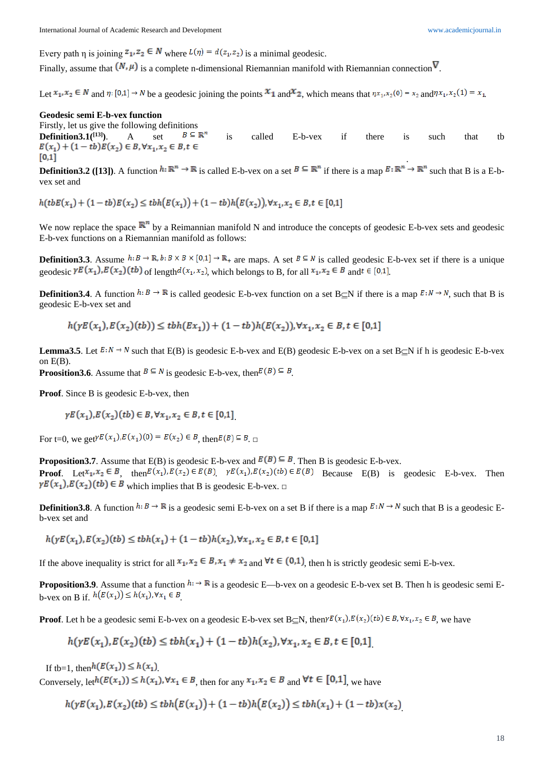Every path η is joining $z_1, z_2 \in N$ where $L(\eta) = d(z_1, z_2)$ is a minimal geodesic.

Finally, assume that $(N, \mu)$ is a complete n-dimensional Riemannian manifold with Riemannian connection $\nabla$.

Let $x_1, x_2 \in N$ and $\eta: [0,1] \to N$ be a geodesic joining the points $x_1$ and $x_2$, which means that $\eta_{x_1,x_2}(0) = x_2$ and $\eta_{x_1,x_2}(1) = x_1$.

**Geodesic semi E-b-vex function**

Firstly, let us give the following definitions

**Definition3.1([13]).** A set $B \subseteq \mathbb{R}^n$ is called E-b-vex if there is such that tb $E(x_1) + (1-tb)E(x_2) \in B, \forall x_1, x_2 \in B, t \in [0,1]$.

**Definition3.2 ([13]).** A function $h: \mathbb{R}^n \to \mathbb{R}$ is called E-b-vex on a set $B \subseteq \mathbb{R}^n$ if there is a map $E: \mathbb{R}^n \to \mathbb{R}^n$ such that B is a E-b-vex set and

$$h(tbE(x_1) + (1-tb)E(x_2) \leq tbh(E(x_1)) + (1-tb)h(E(x_2)), \forall x_1, x_2 \in B, t \in [0,1]$$

We now replace the space $\mathbb{R}^n$ by a Reimannian manifold N and introduce the concepts of geodesic E-b-vex sets and geodesic E-b-vex functions on a Riemannian manifold as follows:

**Definition3.3.** Assume $h: B \to \mathbb{R}, b: B \times B \times [0,1] \to \mathbb{R}_+$ are maps. A set $B \subseteq N$ is called geodesic E-b-vex set if there is a unique geodesic $\gamma_{E(x_1),E(x_2)}(tb)$ of length $d(x_1, x_2)$, which belongs to B, for all $x_1, x_2 \in B$ and $t \in [0,1]$.

**Definition3.4.** A function $h: B \to \mathbb{R}$ is called geodesic E-b-vex function on a set B⊆N if there is a map $E: N \to N$, such that B is geodesic E-b-vex set and

$$h(\gamma_{E(x_1),E(x_2)}(tb)) \leq tbh(Ex_1)) + (1-tb)h(E(x_2)), \forall x_1, x_2 \in B, t \in [0,1]$$

**Lemma3.5.** Let $E: N \to N$ such that E(B) is geodesic E-b-vex and E(B) geodesic E-b-vex on a set B⊆N if h is geodesic E-b-vex on E(B).

**Proosition3.6.** Assume that $B \subseteq N$ is geodesic E-b-vex, then $E(B) \subseteq B$.

**Proof.** Since B is geodesic E-b-vex, then

$$\gamma_{E(x_1),E(x_2)}(tb) \in B, \forall x_1, x_2 \in B, t \in [0,1].$$

For t=0, we get $\gamma_{E(x_1),E(x_1)}(0) = E(x_2) \in B$, then $E(B) \subseteq B$. □

**Proposition3.7.** Assume that E(B) is geodesic E-b-vex and $E(B) \subseteq B$. Then B is geodesic E-b-vex.

**Proof.** Let $x_1, x_2 \in B$, then $E(x_1), E(x_2) \in E(B)$. $\gamma_{E(x_1),E(x_2)}(tb) \in E(B)$ Because E(B) is geodesic E-b-vex. Then $\gamma_{E(x_1),E(x_2)}(tb) \in B$ which implies that B is geodesic E-b-vex. □

**Definition3.8.** A function $h: B \to \mathbb{R}$ is a geodesic semi E-b-vex on a set B if there is a map $E: N \to N$ such that B is a geodesic E-b-vex set and

$$h(\gamma_{E(x_1),E(x_2)}(tb) \leq tbh(x_1) + (1-tb)h(x_2), \forall x_1, x_2 \in B, t \in [0,1]$$

If the above inequality is strict for all $x_1, x_2 \in B, x_1 \neq x_2$ and $\forall t \in (0,1)$, then h is strictly geodesic semi E-b-vex.

**Proposition3.9.** Assume that a function $h: \to \mathbb{R}$ is a geodesic E—b-vex on a geodesic E-b-vex set B. Then h is geodesic semi E-b-vex on B if. $h(E(x_1)) \leq h(x_1), \forall x_1 \in B$.

**Proof.** Let h be a geodesic semi E-b-vex on a geodesic E-b-vex set B⊆N, then $\gamma_{E(x_1),E(x_2)}(tb) \in B, \forall x_1, x_2 \in B$, we have

$$h(\gamma_{E(x_1),E(x_2)}(tb) \leq tbh(x_1) + (1-tb)h(x_2), \forall x_1, x_2 \in B, t \in [0,1].$$

If tb=1, then $h(E(x_1)) \leq h(x_1)$.

Conversely, let $h(E(x_1)) \leq h(x_1), \forall x_1 \in B$, then for any $x_1, x_2 \in B$ and $\forall t \in [0,1]$, we have

$$h(\gamma_{E(x_1),E(x_2)}(tb) \leq tbh(E(x_1)) + (1-tb)h(E(x_2)) \leq tbh(x_1) + (1-tb)x(x_2).$$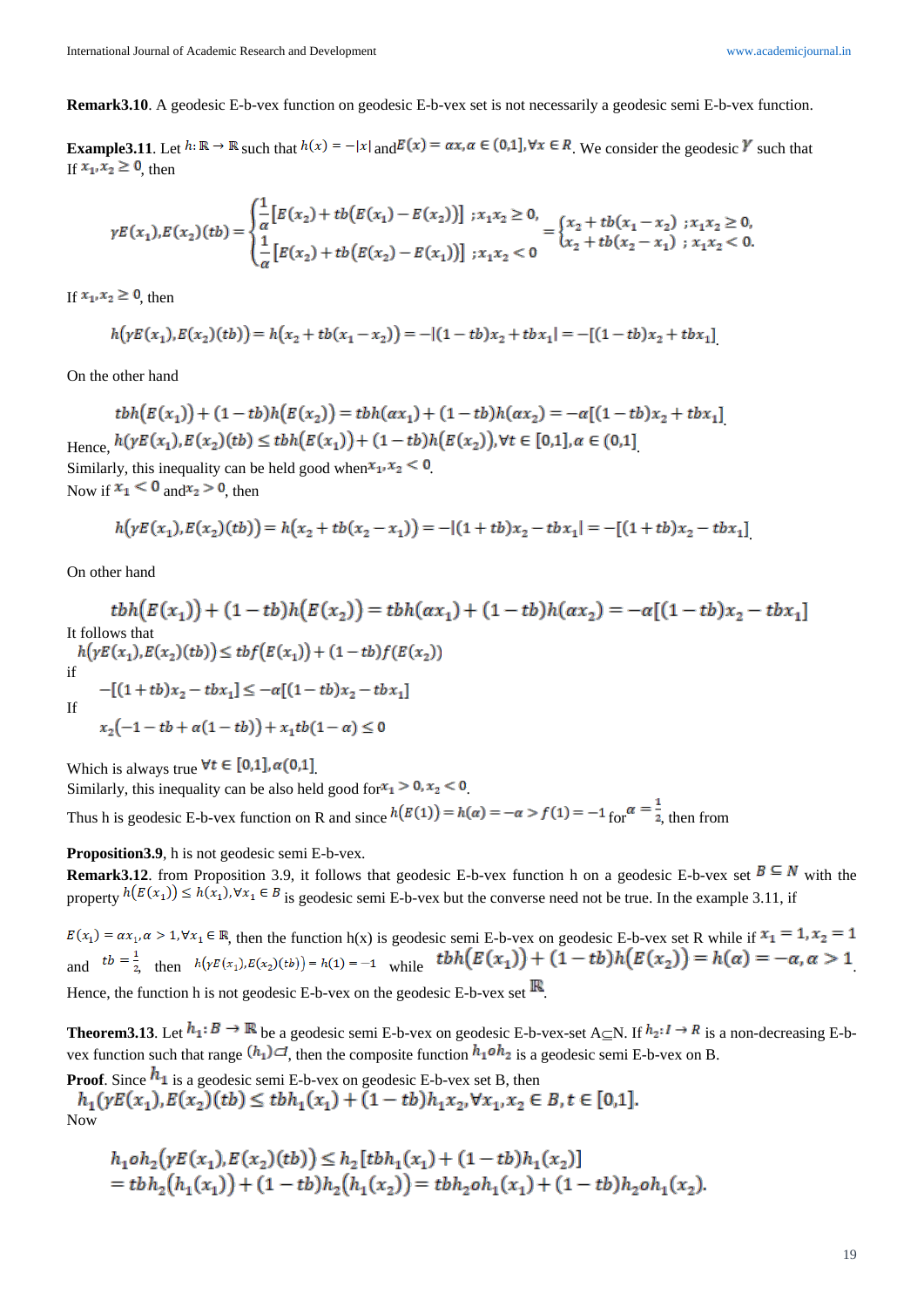**Remark3.10**. A geodesic E-b-vex function on geodesic E-b-vex set is not necessarily a geodesic semi E-b-vex function.

**Example3.11**. Let $h:\mathbb{R}\to\mathbb{R}$ such that $h(x)=-|x|$ and $E(x)=\alpha x, \alpha\in(0,1], \forall x\in R$. We consider the geodesic $\gamma$ such that If $x_1,x_2\geq 0$, then

$$\gamma E(x_1),E(x_2)(tb)=\begin{cases}\frac{1}{\alpha}[E(x_2)+tb(E(x_1)-E(x_2))] \;; x_1x_2\geq 0,\\ \frac{1}{\alpha}[E(x_2)+tb(E(x_2)-E(x_1))] \;; x_1x_2<0\end{cases}=\begin{cases}x_2+tb(x_1-x_2) \;; x_1x_2\geq 0,\\ x_2+tb(x_2-x_1) \;; x_1x_2<0.\end{cases}$$

If $x_1,x_2\geq 0$, then

$$h(\gamma E(x_1),E(x_2)(tb))=h(x_2+tb(x_1-x_2))=-|(1-tb)x_2+tbx_1|=-[(1-tb)x_2+tbx_1]$$

On the other hand

$$tbh(E(x_1))+(1-tb)h(E(x_2))=tbh(\alpha x_1)+(1-tb)h(\alpha x_2)=-\alpha[(1-tb)x_2+tbx_1]$$

Hence, $h(\gamma E(x_1),E(x_2)(tb)\leq tbh(E(x_1))+(1-tb)h(E(x_2)), \forall t\in[0,1], \alpha\in(0,1]$.

Similarly, this inequality can be held good when $x_1,x_2<0$.

Now if $x_1<0$ and $x_2>0$, then

$$h(\gamma E(x_1),E(x_2)(tb))=h(x_2+tb(x_2-x_1))=-|(1+tb)x_2-tbx_1|=-[(1+tb)x_2-tbx_1]$$

On other hand

$$tbh(E(x_1))+(1-tb)h(E(x_2))=tbh(\alpha x_1)+(1-tb)h(\alpha x_2)=-\alpha[(1-tb)x_2-tbx_1]$$

It follows that

$$h(\gamma E(x_1),E(x_2)(tb))\leq tbf(E(x_1))+(1-tb)f(E(x_2))$$

if

$$-[(1+tb)x_2-tbx_1]\leq -\alpha[(1-tb)x_2-tbx_1]$$

If

$$x_2(-1-tb+\alpha(1-tb))+x_1tb(1-\alpha)\leq 0$$

Which is always true $\forall t\in[0,1], \alpha(0,1]$.

Similarly, this inequality can be also held good for $x_1>0, x_2<0$.

Thus h is geodesic E-b-vex function on R and since $h(E(1))=h(\alpha)=-\alpha>f(1)=-1$ for $\alpha=\frac{1}{2}$, then from

**Proposition3.9**, h is not geodesic semi E-b-vex.

**Remark3.12**. from Proposition 3.9, it follows that geodesic E-b-vex function h on a geodesic E-b-vex set $B\subseteq N$ with the property $h(E(x_1))\leq h(x_1), \forall x_1\in B$ is geodesic semi E-b-vex but the converse need not be true. In the example 3.11, if

$E(x_1)=\alpha x_1, \alpha>1, \forall x_1\in\mathbb{R}$, then the function h(x) is geodesic semi E-b-vex on geodesic E-b-vex set R while if $x_1=1, x_2=1$ and $tb=\frac{1}{2}$, then $h(\gamma E(x_1),E(x_2)(tb))=h(1)=-1$ while $tbh(E(x_1))+(1-tb)h(E(x_2))=h(\alpha)=-\alpha, \alpha>1$.

Hence, the function h is not geodesic E-b-vex on the geodesic E-b-vex set $\mathbb{R}$.

**Theorem3.13**. Let $h_1:B\to\mathbb{R}$ be a geodesic semi E-b-vex on geodesic E-b-vex-set A⊆N. If $h_2:I\to R$ is a non-decreasing E-b-vex function such that range $(h_1)\subset I$, then the composite function $h_1oh_2$ is a geodesic semi E-b-vex on B.

**Proof**. Since $h_1$ is a geodesic semi E-b-vex on geodesic E-b-vex set B, then

$$h_1(\gamma E(x_1),E(x_2)(tb)\leq tbh_1(x_1)+(1-tb)h_1x_2, \forall x_1,x_2\in B, t\in[0,1].$$

Now

$$h_1oh_2(\gamma E(x_1),E(x_2)(tb))\leq h_2[tbh_1(x_1)+(1-tb)h_1(x_2)]$$
$$=tbh_2(h_1(x_1))+(1-tb)h_2(h_1(x_2))=tbh_2oh_1(x_1)+(1-tb)h_2oh_1(x_2).$$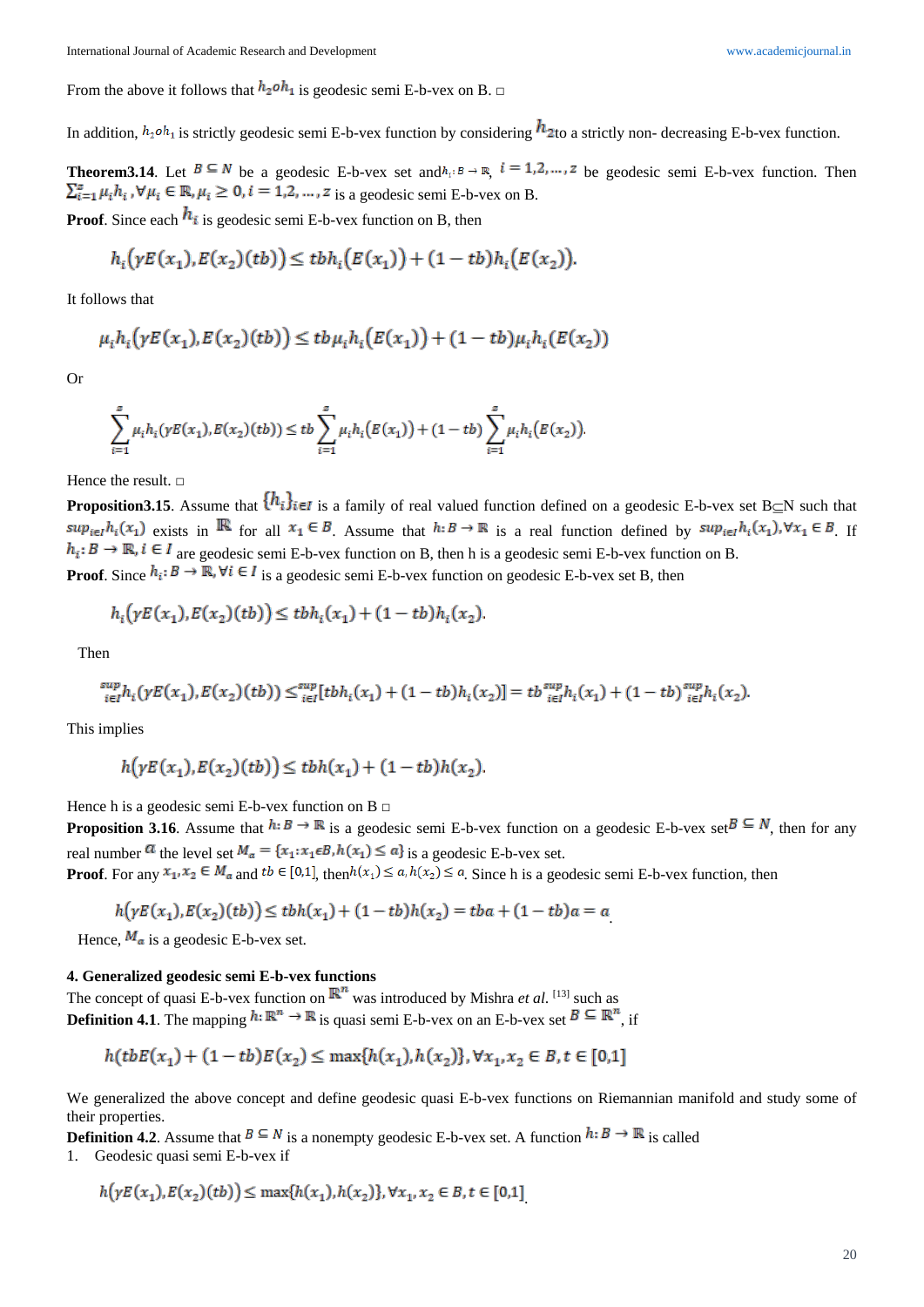From the above it follows that $h_2 o h_1$ is geodesic semi E-b-vex on B. □

In addition, $h_2 o h_1$ is strictly geodesic semi E-b-vex function by considering $h_2$ to a strictly non- decreasing E-b-vex function.

**Theorem3.14**. Let $B \subseteq N$ be a geodesic E-b-vex set and $h_i: B \to \mathbb{R}$, $i = 1,2,\dots,z$ be geodesic semi E-b-vex function. Then $\sum_{i=1}^{z} \mu_i h_i, \forall \mu_i \in \mathbb{R}, \mu_i \geq 0, i = 1,2,\dots,z$ is a geodesic semi E-b-vex on B.

**Proof**. Since each $h_i$ is geodesic semi E-b-vex function on B, then

$$h_i\big(\gamma E(x_1), E(x_2)(tb)\big) \leq tb h_i\big(E(x_1)\big) + (1-tb) h_i\big(E(x_2)\big).$$

It follows that

$$\mu_i h_i\big(\gamma E(x_1), E(x_2)(tb)\big) \leq tb \mu_i h_i\big(E(x_1)\big) + (1-tb) \mu_i h_i\big(E(x_2)\big)$$

Or

$$\sum_{i=1}^{z} \mu_i h_i(\gamma E(x_1), E(x_2)(tb)) \leq tb \sum_{i=1}^{z} \mu_i h_i\big(E(x_1)\big) + (1-tb) \sum_{i=1}^{z} \mu_i h_i\big(E(x_2)\big).$$

Hence the result. □

**Proposition3.15**. Assume that $\{h_i\}_{i \in I}$ is a family of real valued function defined on a geodesic E-b-vex set B⊆N such that $\sup_{i \in I} h_i(x_1)$ exists in $\mathbb{R}$ for all $x_1 \in B$. Assume that $h: B \to \mathbb{R}$ is a real function defined by $\sup_{i \in I} h_i(x_1), \forall x_1 \in B$. If $h_i: B \to \mathbb{R}, i \in I$ are geodesic semi E-b-vex function on B, then h is a geodesic semi E-b-vex function on B.

**Proof**. Since $h_i: B \to \mathbb{R}, \forall i \in I$ is a geodesic semi E-b-vex function on geodesic E-b-vex set B, then

$$h_i\big(\gamma E(x_1), E(x_2)(tb)\big) \leq tb h_i(x_1) + (1-tb) h_i(x_2).$$

Then

$$\sup_{i \in I} h_i(\gamma E(x_1), E(x_2)(tb)) \leq \sup_{i \in I} [tb h_i(x_1) + (1-tb) h_i(x_2)] = tb \sup_{i \in I} h_i(x_1) + (1-tb) \sup_{i \in I} h_i(x_2).$$

This implies

$$h\big(\gamma E(x_1), E(x_2)(tb)\big) \leq tb h(x_1) + (1-tb) h(x_2).$$

Hence h is a geodesic semi E-b-vex function on B □

**Proposition 3.16**. Assume that $h: B \to \mathbb{R}$ is a geodesic semi E-b-vex function on a geodesic E-b-vex set $B \subseteq N$, then for any real number $a$ the level set $M_a = \{x_1 : x_1 \epsilon B, h(x_1) \leq a\}$ is a geodesic E-b-vex set.

**Proof**. For any $x_1, x_2 \in M_a$ and $tb \in [0,1]$, then $h(x_1) \leq a, h(x_2) \leq a$. Since h is a geodesic semi E-b-vex function, then

$$h\big(\gamma E(x_1), E(x_2)(tb)\big) \leq tb h(x_1) + (1-tb) h(x_2) = tba + (1-tb)a = a$$

Hence, $M_a$ is a geodesic E-b-vex set.

## 4. Generalized geodesic semi E-b-vex functions

The concept of quasi E-b-vex function on $\mathbb{R}^n$ was introduced by Mishra *et al.* [13] such as

**Definition 4.1**. The mapping $h: \mathbb{R}^n \to \mathbb{R}$ is quasi semi E-b-vex on an E-b-vex set $B \subseteq \mathbb{R}^n$, if

$$h(tbE(x_1) + (1-tb)E(x_2) \leq \max\{h(x_1), h(x_2)\}, \forall x_1, x_2 \in B, t \in [0,1]$$

We generalized the above concept and define geodesic quasi E-b-vex functions on Riemannian manifold and study some of their properties.

**Definition 4.2**. Assume that $B \subseteq N$ is a nonempty geodesic E-b-vex set. A function $h: B \to \mathbb{R}$ is called

1. Geodesic quasi semi E-b-vex if

$$h\big(\gamma E(x_1), E(x_2)(tb)\big) \leq \max\{h(x_1), h(x_2)\}, \forall x_1, x_2 \in B, t \in [0,1]$$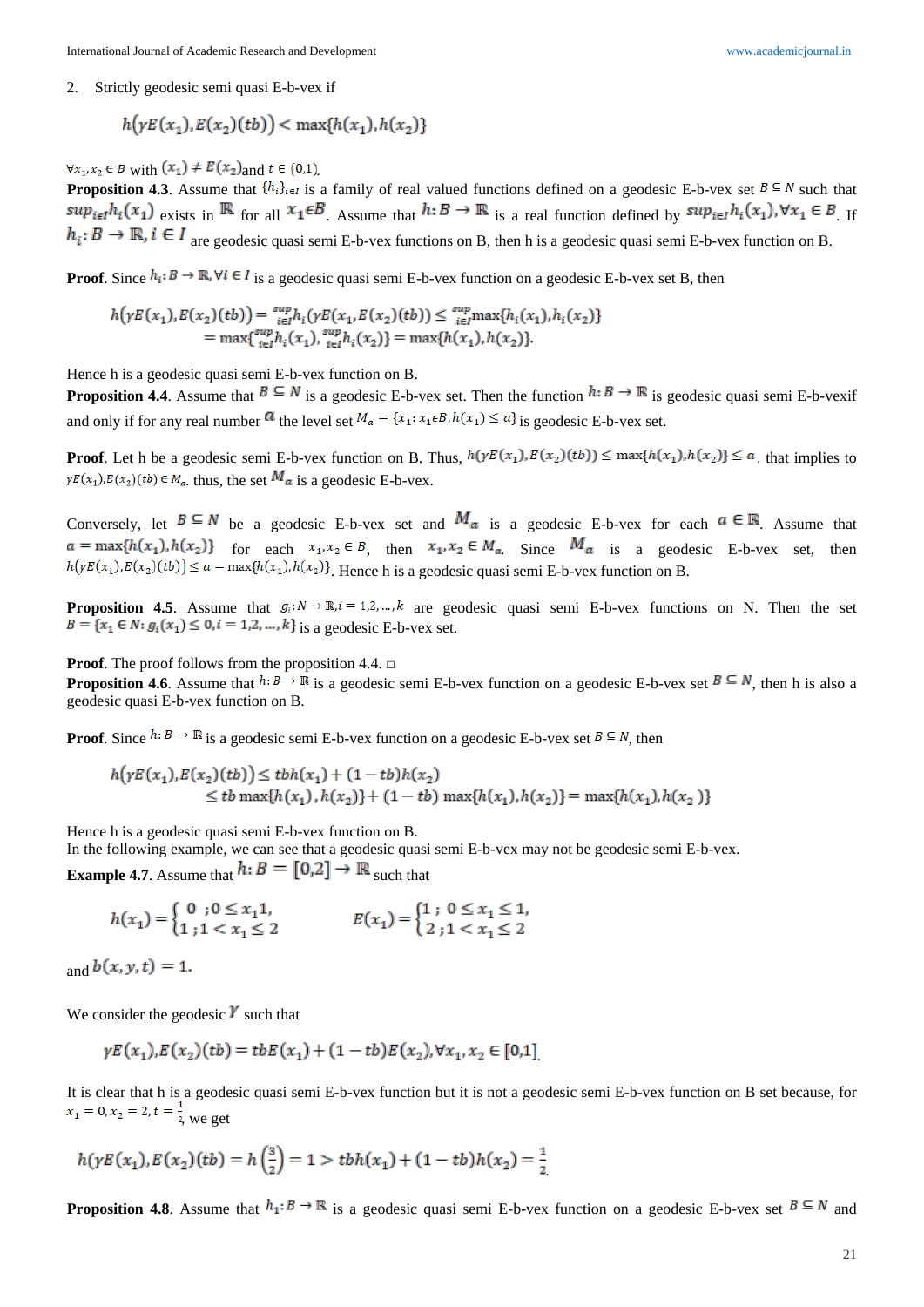2. Strictly geodesic semi quasi E-b-vex if

$$h\big(\gamma E(x_1),E(x_2)(tb)\big) < \max\{h(x_1),h(x_2)\}$$

$\forall x_1,x_2 \in B$ with $(x_1) \neq E(x_2)$and $t \in (0,1)$.

**Proposition 4.3**. Assume that $\{h_i\}_{i\in I}$ is a family of real valued functions defined on a geodesic E-b-vex set $B \subseteq N$ such that $sup_{i\in I}h_i(x_1)$ exists in $\mathbb{R}$ for all $x_1 \epsilon B$. Assume that $h: B \to \mathbb{R}$ is a real function defined by $sup_{i\in I}h_i(x_1), \forall x_1 \in B$. If $h_i: B \to \mathbb{R}, i \in I$ are geodesic quasi semi E-b-vex functions on B, then h is a geodesic quasi semi E-b-vex function on B.

**Proof**. Since $h_i: B \to \mathbb{R}, \forall i \in I$ is a geodesic quasi semi E-b-vex function on a geodesic E-b-vex set B, then

$$h\big(\gamma E(x_1),E(x_2)(tb)\big) = \sup_{i\in I} h_i(\gamma E(x_1,E(x_2)(tb)) \leq \sup_{i\in I} \max\{h_i(x_1),h_i(x_2)\}$$
$$= \max\{\sup_{i\in I} h_i(x_1), \sup_{i\in I} h_i(x_2)\} = \max\{h(x_1),h(x_2)\}.$$

Hence h is a geodesic quasi semi E-b-vex function on B.

**Proposition 4.4**. Assume that $B \subseteq N$ is a geodesic E-b-vex set. Then the function $h: B \to \mathbb{R}$ is geodesic quasi semi E-b-vexif and only if for any real number $\alpha$ the level set $M_\alpha = \{x_1: x_1 \epsilon B, h(x_1) \leq \alpha\}$ is geodesic E-b-vex set.

**Proof**. Let h be a geodesic semi E-b-vex function on B. Thus, $h\big(\gamma E(x_1),E(x_2)(tb)\big) \leq \max\{h(x_1),h(x_2)\} \leq \alpha$. that implies to $\gamma E(x_1),E(x_2)(tb) \in M_\alpha$. thus, the set $M_\alpha$ is a geodesic E-b-vex.

Conversely, let $B \subseteq N$ be a geodesic E-b-vex set and $M_\alpha$ is a geodesic E-b-vex for each $\alpha \in \mathbb{R}$. Assume that $\alpha = \max\{h(x_1),h(x_2)\}$ for each $x_1,x_2 \in B$, then $x_1,x_2 \in M_\alpha$. Since $M_\alpha$ is a geodesic E-b-vex set, then $h\big(\gamma E(x_1),E(x_2)(tb)\big) \leq \alpha = \max\{h(x_1),h(x_2)\}$. Hence h is a geodesic quasi semi E-b-vex function on B.

**Proposition 4.5**. Assume that $g_i: N \to \mathbb{R}, i = 1,2,\ldots,k$ are geodesic quasi semi E-b-vex functions on N. Then the set $B = \{x_1 \in N: g_i(x_1) \leq 0, i = 1,2,\ldots,k\}$ is a geodesic E-b-vex set.

**Proof**. The proof follows from the proposition 4.4. □

**Proposition 4.6**. Assume that $h: B \to \mathbb{R}$ is a geodesic semi E-b-vex function on a geodesic E-b-vex set $B \subseteq N$, then h is also a geodesic quasi E-b-vex function on B.

**Proof**. Since $h: B \to \mathbb{R}$ is a geodesic semi E-b-vex function on a geodesic E-b-vex set $B \subseteq N$, then

$$h\big(\gamma E(x_1),E(x_2)(tb)\big) \leq tbh(x_1) + (1-tb)h(x_2)$$
$$\leq tb\max\{h(x_1),h(x_2)\} + (1-tb)\max\{h(x_1),h(x_2)\} = \max\{h(x_1),h(x_2)\}$$

Hence h is a geodesic quasi semi E-b-vex function on B.

In the following example, we can see that a geodesic quasi semi E-b-vex may not be geodesic semi E-b-vex.

**Example 4.7**. Assume that $h: B = [0,2] \to \mathbb{R}$ such that

$$h(x_1) = \begin{cases} 0 \ ; 0 \leq x_1 1, \\ 1 \ ; 1 < x_1 \leq 2 \end{cases} \qquad E(x_1) = \begin{cases} 1 \ ; \ 0 \leq x_1 \leq 1, \\ 2 \ ; 1 < x_1 \leq 2 \end{cases}$$

and $b(x,y,t) = 1$.

We consider the geodesic $\gamma$ such that

$$\gamma E(x_1),E(x_2)(tb) = tbE(x_1) + (1-tb)E(x_2), \forall x_1,x_2 \in [0,1].$$

It is clear that h is a geodesic quasi semi E-b-vex function but it is not a geodesic semi E-b-vex function on B set because, for $x_1 = 0, x_2 = 2, t = \frac{1}{2}$, we get

$$h\big(\gamma E(x_1),E(x_2)(tb)\big) = h\left(\tfrac{3}{2}\right) = 1 > tbh(x_1) + (1-tb)h(x_2) = \tfrac{1}{2}.$$

**Proposition 4.8**. Assume that $h_1: B \to \mathbb{R}$ is a geodesic quasi semi E-b-vex function on a geodesic E-b-vex set $B \subseteq N$ and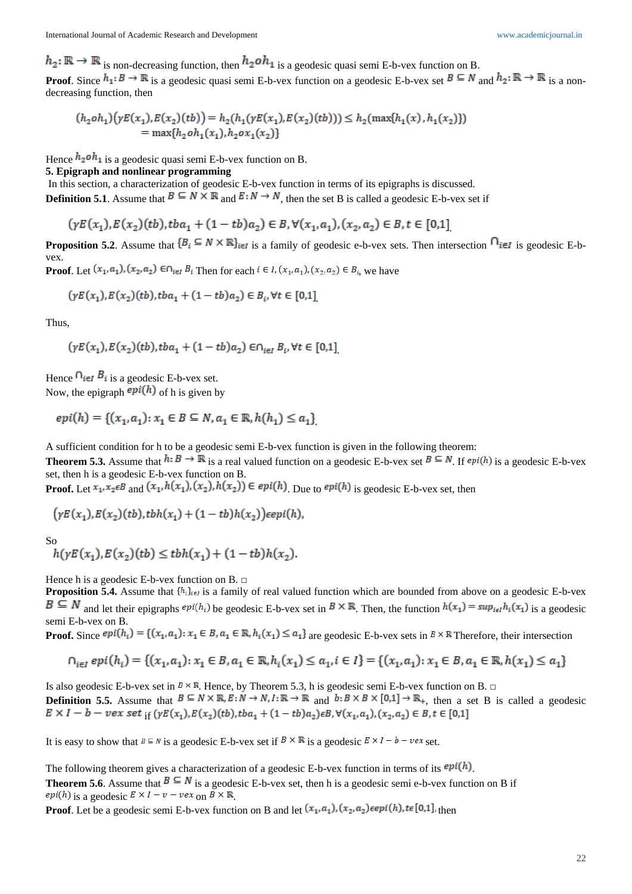$h_2: \mathbb{R} \to \mathbb{R}$ is non-decreasing function, then $h_2 o h_1$ is a geodesic quasi semi E-b-vex function on B.

**Proof**. Since $h_1: B \to \mathbb{R}$ is a geodesic quasi semi E-b-vex function on a geodesic E-b-vex set $B \subseteq N$ and $h_2: \mathbb{R} \to \mathbb{R}$ is a non-decreasing function, then

$$(h_2 o h_1)(\gamma E(x_1), E(x_2)(tb)) = h_2(h_1(\gamma E(x_1), E(x_2)(tb))) \leq h_2(\max\{h_1(x), h_1(x_2)\})$$
$$= \max\{h_2 o h_1(x_1), h_2 o x_1(x_2)\}$$

Hence $h_2 o h_1$ is a geodesic quasi semi E-b-vex function on B.

**5. Epigraph and nonlinear programming**

In this section, a characterization of geodesic E-b-vex function in terms of its epigraphs is discussed.

**Definition 5.1**. Assume that $B \subseteq N \times \mathbb{R}$ and $E: N \to N$, then the set B is called a geodesic E-b-vex set if

$$(\gamma E(x_1), E(x_2)(tb), tba_1 + (1-tb)a_2) \in B, \forall (x_1, a_1), (x_2, a_2) \in B, t \in [0,1].$$

**Proposition 5.2**. Assume that $\{B_i \subseteq N \times \mathbb{R}\}_{i\in I}$ is a family of geodesic e-b-vex sets. Then intersection $\cap_{i\in I}$ is geodesic E-b-vex.

**Proof**. Let $(x_1, a_1), (x_2, a_2) \in \cap_{i\in I} B_i$ Then for each $i \in I, (x_1, a_1), (x_2, a_2) \in B_i$, we have

$$(\gamma E(x_1), E(x_2)(tb), tba_1 + (1-tb)a_2) \in B_i, \forall t \in [0,1].$$

Thus,

$$(\gamma E(x_1), E(x_2)(tb), tba_1 + (1-tb)a_2) \in \cap_{i\in I} B_i, \forall t \in [0,1].$$

Hence $\cap_{i\in I} B_i$ is a geodesic E-b-vex set.

Now, the epigraph $epi(h)$ of h is given by

$$epi(h) = \{(x_1, a_1): x_1 \in B \subseteq N, a_1 \in \mathbb{R}, h(h_1) \leq a_1\}.$$

A sufficient condition for h to be a geodesic semi E-b-vex function is given in the following theorem:

**Theorem 5.3.** Assume that $h: B \to \mathbb{R}$ is a real valued function on a geodesic E-b-vex set $B \subseteq N$. If $epi(h)$ is a geodesic E-b-vex set, then h is a geodesic E-b-vex function on B.

**Proof.** Let $x_1, x_2 \epsilon B$ and $(x_1, h(x_1)), (x_2), h(x_2)) \in epi(h)$. Due to $epi(h)$ is geodesic E-b-vex set, then

$$(\gamma E(x_1), E(x_2)(tb), tbh(x_1) + (1-tb)h(x_2)) \epsilon epi(h),$$

So

$$h(\gamma E(x_1), E(x_2)(tb) \leq tbh(x_1) + (1-tb)h(x_2).$$

Hence h is a geodesic E-b-vex function on B. □

**Proposition 5.4.** Assume that $\{h_i\}_{i\in I}$ is a family of real valued function which are bounded from above on a geodesic E-b-vex $B \subseteq N$ and let their epigraphs $epi(h_i)$ be geodesic E-b-vex set in $B \times \mathbb{R}$. Then, the function $h(x_1) = sup_{i\in I} h_i(x_1)$ is a geodesic semi E-b-vex on B.

**Proof.** Since $epi(h_i) = \{(x_1, a_1): x_1 \in B, a_1 \in \mathbb{R}, h_i(x_1) \leq a_1\}$ are geodesic E-b-vex sets in $B \times \mathbb{R}$ Therefore, their intersection

$$\cap_{i\in I} epi(h_i) = \{(x_1, a_1): x_1 \in B, a_1 \in \mathbb{R}, h_i(x_1) \leq a_1, i \in I\} = \{(x_1, a_1): x_1 \in B, a_1 \in \mathbb{R}, h(x_1) \leq a_1\}$$

Is also geodesic E-b-vex set in $B \times \mathbb{R}$. Hence, by Theorem 5.3, h is geodesic semi E-b-vex function on B. □

**Definition 5.5.** Assume that $B \subseteq N \times \mathbb{R}, E: N \to N, I: \mathbb{R} \to \mathbb{R}$ and $b: B \times B \times [0,1] \to \mathbb{R}_+$, then a set B is called a geodesic $E \times I - b - vex\ set$ if $(\gamma E(x_1), E(x_2)(tb), tba_1 + (1-tb)a_2) \epsilon B, \forall (x_1, a_1), (x_2, a_2) \in B, t \in [0,1]$

It is easy to show that $B \subseteq N$ is a geodesic E-b-vex set if $B \times \mathbb{R}$ is a geodesic $E \times I - b - vex$ set.

The following theorem gives a characterization of a geodesic E-b-vex function in terms of its $epi(h)$.

**Theorem 5.6**. Assume that $B \subseteq N$ is a geodesic E-b-vex set, then h is a geodesic semi e-b-vex function on B if $epi(h)$ is a geodesic $E \times I - v - vex$ on $B \times \mathbb{R}$.

**Proof**. Let be a geodesic semi E-b-vex function on B and let $(x_1, a_1), (x_2, a_2) \epsilon epi(h), t \epsilon [0,1]$, then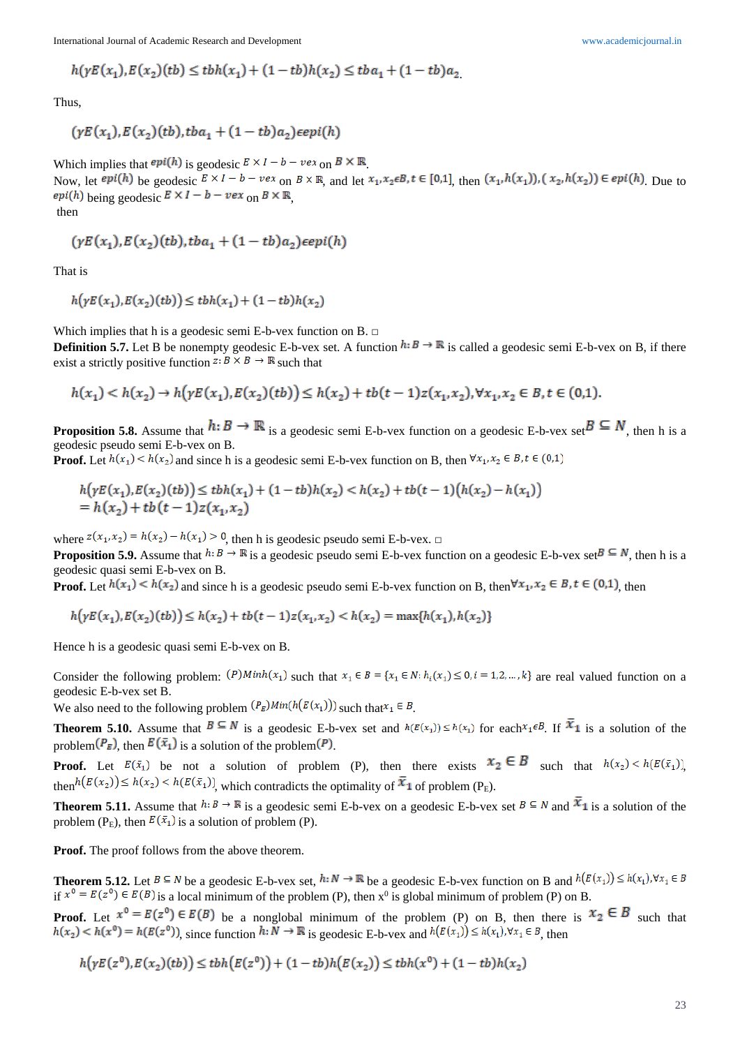$$h(\gamma E(x_1), E(x_2)(tb) \leq tbh(x_1) + (1-tb)h(x_2) \leq tba_1 + (1-tb)a_2.$$

Thus,

$$(\gamma E(x_1), E(x_2)(tb), tba_1 + (1-tb)a_2) \epsilon epi(h)$$

Which implies that $epi(h)$ is geodesic $E \times I - b - vex$ on $B \times \mathbb{R}$.

Now, let $epi(h)$ be geodesic $E \times I - b - vex$ on $B \times \mathbb{R}$, and let $x_1, x_2 \epsilon B, t \in [0,1]$, then $(x_1, h(x_1)), (x_2, h(x_2)) \in epi(h)$. Due to $epi(h)$ being geodesic $E \times I - b - vex$ on $B \times \mathbb{R}$, then

$$(\gamma E(x_1), E(x_2)(tb), tba_1 + (1-tb)a_2) \epsilon epi(h)$$

That is

$$h(\gamma E(x_1), E(x_2)(tb)) \leq tbh(x_1) + (1-tb)h(x_2)$$

Which implies that h is a geodesic semi E-b-vex function on B. □

**Definition 5.7.** Let B be nonempty geodesic E-b-vex set. A function $h: B \to \mathbb{R}$ is called a geodesic semi E-b-vex on B, if there exist a strictly positive function $z: B \times B \to \mathbb{R}$ such that

$$h(x_1) < h(x_2) \to h(\gamma E(x_1), E(x_2)(tb)) \leq h(x_2) + tb(t-1)z(x_1, x_2), \forall x_1, x_2 \in B, t \in (0,1).$$

**Proposition 5.8.** Assume that $h: B \to \mathbb{R}$ is a geodesic semi E-b-vex function on a geodesic E-b-vex set $B \subseteq N$, then h is a geodesic pseudo semi E-b-vex on B.

**Proof.** Let $h(x_1) < h(x_2)$ and since h is a geodesic semi E-b-vex function on B, then $\forall x_1, x_2 \in B, t \in (0,1)$

$$h(\gamma E(x_1), E(x_2)(tb)) \leq tbh(x_1) + (1-tb)h(x_2) < h(x_2) + tb(t-1)(h(x_2) - h(x_1))$$
$$= h(x_2) + tb(t-1)z(x_1, x_2)$$

where $z(x_1, x_2) = h(x_2) - h(x_1) > 0$, then h is geodesic pseudo semi E-b-vex. □

**Proposition 5.9.** Assume that $h: B \to \mathbb{R}$ is a geodesic pseudo semi E-b-vex function on a geodesic E-b-vex set $B \subseteq N$, then h is a geodesic quasi semi E-b-vex on B.

**Proof.** Let $h(x_1) < h(x_2)$ and since h is a geodesic pseudo semi E-b-vex function on B, then $\forall x_1, x_2 \in B, t \in (0,1)$, then

$$h(\gamma E(x_1), E(x_2)(tb)) \leq h(x_2) + tb(t-1)z(x_1, x_2) < h(x_2) = \max\{h(x_1), h(x_2)\}$$

Hence h is a geodesic quasi semi E-b-vex on B.

Consider the following problem: $(P) Min h(x_1)$ such that $x_1 \in B = \{x_1 \in N: h_i(x_1) \leq 0, i = 1,2,\ldots,k\}$ are real valued function on a geodesic E-b-vex set B.

We also need to the following problem $(P_E) Min(h(E(x_1)))$ such that $x_1 \in B$.

**Theorem 5.10.** Assume that $B \subseteq N$ is a geodesic E-b-vex set and $h(E(x_1)) \leq h(x_1)$ for each $x_1 \epsilon B$. If $\bar{x}_1$ is a solution of the problem $(P_E)$, then $E(\bar{x}_1)$ is a solution of the problem $(P)$.

**Proof.** Let $E(\bar{x}_1)$ be not a solution of problem (P), then there exists $x_2 \in B$ such that $h(x_2) < h(E(\bar{x}_1))$, then $h(E(x_2)) \leq h(x_2) < h(E(\bar{x}_1))$, which contradicts the optimality of $\bar{x}_1$ of problem ($P_E$).

**Theorem 5.11.** Assume that $h: B \to \mathbb{R}$ is a geodesic semi E-b-vex on a geodesic E-b-vex set $B \subseteq N$ and $\bar{x}_1$ is a solution of the problem ($P_E$), then $E(\bar{x}_1)$ is a solution of problem (P).

**Proof.** The proof follows from the above theorem.

**Theorem 5.12.** Let $B \subseteq N$ be a geodesic E-b-vex set, $h: N \to \mathbb{R}$ be a geodesic E-b-vex function on B and $h(E(x_1)) \leq h(x_1), \forall x_1 \in B$ if $x^0 = E(z^0) \in E(B)$ is a local minimum of the problem (P), then $x^0$ is global minimum of problem (P) on B.

**Proof.** Let $x^0 = E(z^0) \in E(B)$ be a nonglobal minimum of the problem (P) on B, then there is $x_2 \in B$ such that $h(x_2) < h(x^0) = h(E(z^0))$, since function $h: N \to \mathbb{R}$ is geodesic E-b-vex and $h(E(x_1)) \leq h(x_1), \forall x_1 \in B$, then

$$h(\gamma E(z^0), E(x_2)(tb)) \leq tbh(E(z^0)) + (1-tb)h(E(x_2)) \leq tbh(x^0) + (1-tb)h(x_2)$$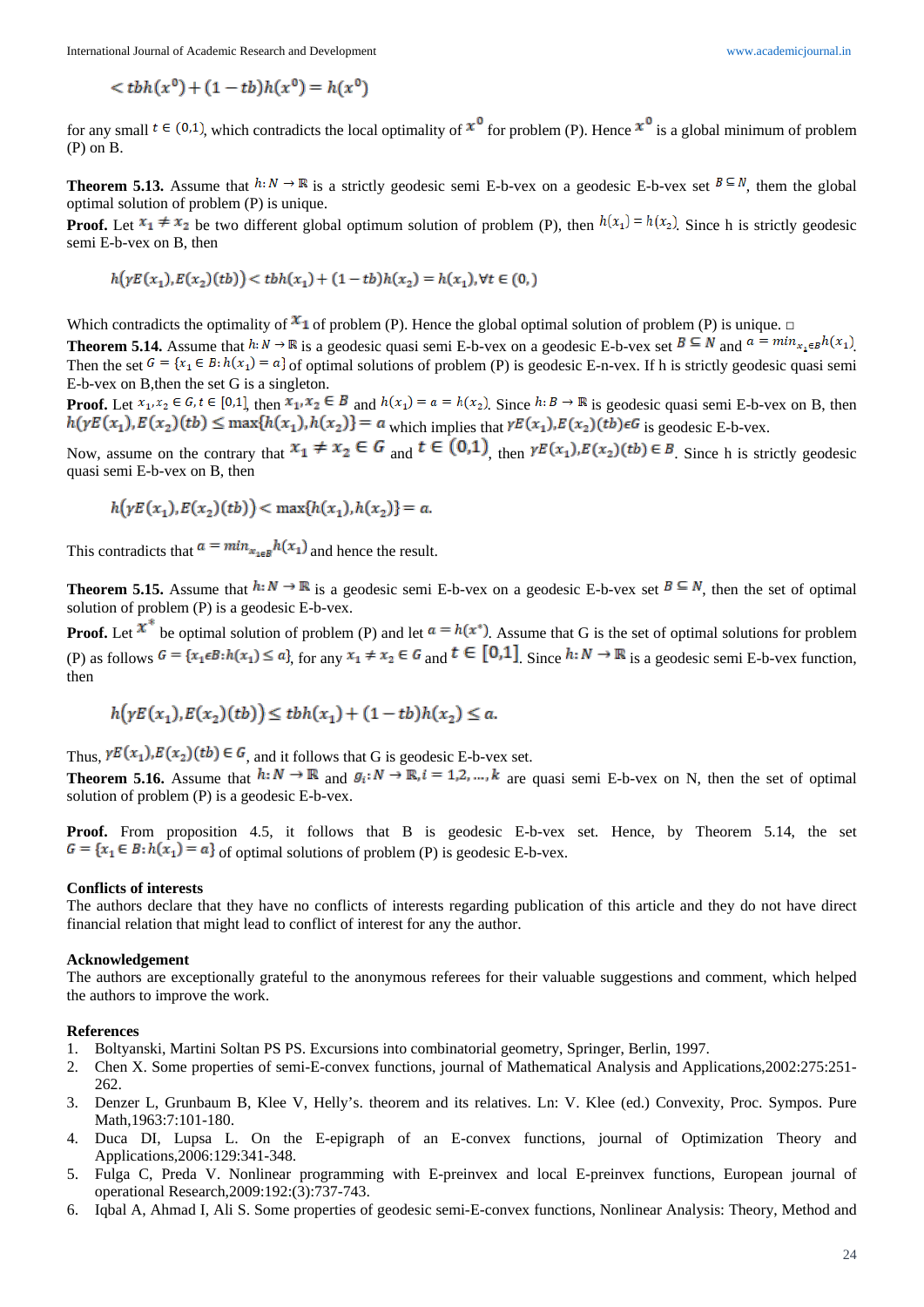$$< tbh(x^0) + (1 - tb)h(x^0) = h(x^0)$$

for any small $t \in (0,1)$, which contradicts the local optimality of $x^0$ for problem (P). Hence $x^0$ is a global minimum of problem (P) on B.

**Theorem 5.13.** Assume that $h: N \to \mathbb{R}$ is a strictly geodesic semi E-b-vex on a geodesic E-b-vex set $B \subseteq N$, them the global optimal solution of problem (P) is unique.

**Proof.** Let $x_1 \neq x_2$ be two different global optimum solution of problem (P), then $h(x_1) = h(x_2)$. Since h is strictly geodesic semi E-b-vex on B, then

$$h\big(\gamma E(x_1), E(x_2)(tb)\big) < tbh(x_1) + (1 - tb)h(x_2) = h(x_1), \forall t \in (0,)$$

Which contradicts the optimality of $x_1$ of problem (P). Hence the global optimal solution of problem (P) is unique. □

**Theorem 5.14.** Assume that $h: N \to \mathbb{R}$ is a geodesic quasi semi E-b-vex on a geodesic E-b-vex set $B \subseteq N$ and $a = min_{x_1 \in B} h(x_1)$. Then the set $G = \{x_1 \in B: h(x_1) = a\}$ of optimal solutions of problem (P) is geodesic E-n-vex. If h is strictly geodesic quasi semi E-b-vex on B,then the set G is a singleton.

**Proof.** Let $x_1, x_2 \in G, t \in [0,1]$, then $x_1, x_2 \in B$ and $h(x_1) = a = h(x_2)$. Since $h: B \to \mathbb{R}$ is geodesic quasi semi E-b-vex on B, then $h(\gamma E(x_1), E(x_2)(tb) \leq \max\{h(x_1), h(x_2)\} = a$ which implies that $\gamma E(x_1), E(x_2)(tb) \epsilon G$ is geodesic E-b-vex.

Now, assume on the contrary that $x_1 \neq x_2 \in G$ and $t \in (0,1)$, then $\gamma E(x_1), E(x_2)(tb) \in B$. Since h is strictly geodesic quasi semi E-b-vex on B, then

$$h\big(\gamma E(x_1), E(x_2)(tb)\big) < \max\{h(x_1), h(x_2)\} = a.$$

This contradicts that $a = min_{x_1 \in B} h(x_1)$ and hence the result.

**Theorem 5.15.** Assume that $h: N \to \mathbb{R}$ is a geodesic semi E-b-vex on a geodesic E-b-vex set $B \subseteq N$, then the set of optimal solution of problem (P) is a geodesic E-b-vex.

**Proof.** Let $x^*$ be optimal solution of problem (P) and let $a = h(x^*)$. Assume that G is the set of optimal solutions for problem (P) as follows $G = \{x_1 \epsilon B: h(x_1) \leq a\}$, for any $x_1 \neq x_2 \in G$ and $t \in [0,1]$. Since $h: N \to \mathbb{R}$ is a geodesic semi E-b-vex function, then

$$h\big(\gamma E(x_1), E(x_2)(tb)\big) \leq tbh(x_1) + (1 - tb)h(x_2) \leq a.$$

Thus, $\gamma E(x_1), E(x_2)(tb) \in G$, and it follows that G is geodesic E-b-vex set.

**Theorem 5.16.** Assume that $h: N \to \mathbb{R}$ and $g_i: N \to \mathbb{R}, i = 1,2,\dots,k$ are quasi semi E-b-vex on N, then the set of optimal solution of problem (P) is a geodesic E-b-vex.

**Proof.** From proposition 4.5, it follows that B is geodesic E-b-vex set. Hence, by Theorem 5.14, the set $G = \{x_1 \in B: h(x_1) = a\}$ of optimal solutions of problem (P) is geodesic E-b-vex.

**Conflicts of interests**

The authors declare that they have no conflicts of interests regarding publication of this article and they do not have direct financial relation that might lead to conflict of interest for any the author.

**Acknowledgement**

The authors are exceptionally grateful to the anonymous referees for their valuable suggestions and comment, which helped the authors to improve the work.

**References**

1. Boltyanski, Martini Soltan PS PS. Excursions into combinatorial geometry, Springer, Berlin, 1997.
2. Chen X. Some properties of semi-E-convex functions, journal of Mathematical Analysis and Applications,2002:275:251-262.
3. Denzer L, Grunbaum B, Klee V, Helly's. theorem and its relatives. Ln: V. Klee (ed.) Convexity, Proc. Sympos. Pure Math,1963:7:101-180.
4. Duca DI, Lupsa L. On the E-epigraph of an E-convex functions, journal of Optimization Theory and Applications,2006:129:341-348.
5. Fulga C, Preda V. Nonlinear programming with E-preinvex and local E-preinvex functions, European journal of operational Research,2009:192:(3):737-743.
6. Iqbal A, Ahmad I, Ali S. Some properties of geodesic semi-E-convex functions, Nonlinear Analysis: Theory, Method and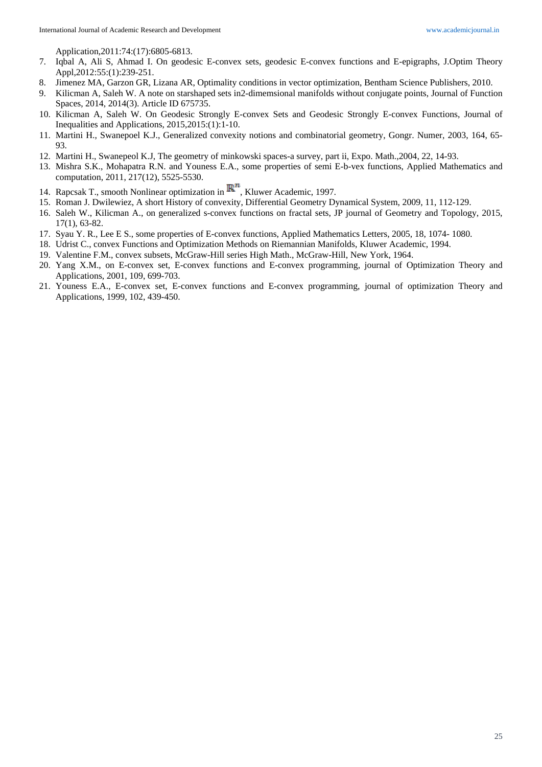Application,2011:74:(17):6805-6813.

7. Iqbal A, Ali S, Ahmad I. On geodesic E-convex sets, geodesic E-convex functions and E-epigraphs, J.Optim Theory Appl,2012:55:(1):239-251.
8. Jimenez MA, Garzon GR, Lizana AR, Optimality conditions in vector optimization, Bentham Science Publishers, 2010.
9. Kilicman A, Saleh W. A note on starshaped sets in2-dimemsional manifolds without conjugate points, Journal of Function Spaces, 2014, 2014(3). Article ID 675735.
10. Kilicman A, Saleh W. On Geodesic Strongly E-convex Sets and Geodesic Strongly E-convex Functions, Journal of Inequalities and Applications, 2015,2015:(1):1-10.
11. Martini H., Swanepoel K.J., Generalized convexity notions and combinatorial geometry, Gongr. Numer, 2003, 164, 65-93.
12. Martini H., Swanepeol K.J, The geometry of minkowski spaces-a survey, part ii, Expo. Math.,2004, 22, 14-93.
13. Mishra S.K., Mohapatra R.N. and Youness E.A., some properties of semi E-b-vex functions, Applied Mathematics and computation, 2011, 217(12), 5525-5530.
14. Rapcsak T., smooth Nonlinear optimization in $\mathbb{R}^n$, Kluwer Academic, 1997.
15. Roman J. Dwilewiez, A short History of convexity, Differential Geometry Dynamical System, 2009, 11, 112-129.
16. Saleh W., Kilicman A., on generalized s-convex functions on fractal sets, JP journal of Geometry and Topology, 2015, 17(1), 63-82.
17. Syau Y. R., Lee E S., some properties of E-convex functions, Applied Mathematics Letters, 2005, 18, 1074- 1080.
18. Udrist C., convex Functions and Optimization Methods on Riemannian Manifolds, Kluwer Academic, 1994.
19. Valentine F.M., convex subsets, McGraw-Hill series High Math., McGraw-Hill, New York, 1964.
20. Yang X.M., on E-convex set, E-convex functions and E-convex programming, journal of Optimization Theory and Applications, 2001, 109, 699-703.
21. Youness E.A., E-convex set, E-convex functions and E-convex programming, journal of optimization Theory and Applications, 1999, 102, 439-450.